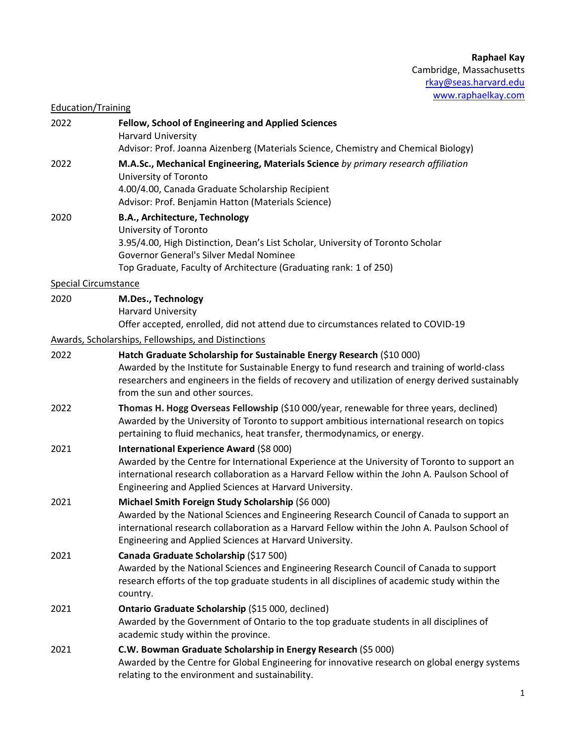**Raphael Kay**
Cambridge, Massachusetts
rkay@seas.harvard.edu
www.raphaelkay.com

## Education/Training

2022 — **Fellow, School of Engineering and Applied Sciences**
Harvard University
Advisor: Prof. Joanna Aizenberg (Materials Science, Chemistry and Chemical Biology)

2022 — **M.A.Sc., Mechanical Engineering, Materials Science** *by primary research affiliation*
University of Toronto
4.00/4.00, Canada Graduate Scholarship Recipient
Advisor: Prof. Benjamin Hatton (Materials Science)

2020 — **B.A., Architecture, Technology**
University of Toronto
3.95/4.00, High Distinction, Dean's List Scholar, University of Toronto Scholar
Governor General's Silver Medal Nominee
Top Graduate, Faculty of Architecture (Graduating rank: 1 of 250)

## Special Circumstance

2020 — **M.Des., Technology**
Harvard University
Offer accepted, enrolled, did not attend due to circumstances related to COVID-19

## Awards, Scholarships, Fellowships, and Distinctions

2022 — **Hatch Graduate Scholarship for Sustainable Energy Research** ($10 000)
Awarded by the Institute for Sustainable Energy to fund research and training of world-class researchers and engineers in the fields of recovery and utilization of energy derived sustainably from the sun and other sources.

2022 — **Thomas H. Hogg Overseas Fellowship** ($10 000/year, renewable for three years, declined)
Awarded by the University of Toronto to support ambitious international research on topics pertaining to fluid mechanics, heat transfer, thermodynamics, or energy.

2021 — **International Experience Award** ($8 000)
Awarded by the Centre for International Experience at the University of Toronto to support an international research collaboration as a Harvard Fellow within the John A. Paulson School of Engineering and Applied Sciences at Harvard University.

2021 — **Michael Smith Foreign Study Scholarship** ($6 000)
Awarded by the National Sciences and Engineering Research Council of Canada to support an international research collaboration as a Harvard Fellow within the John A. Paulson School of Engineering and Applied Sciences at Harvard University.

2021 — **Canada Graduate Scholarship** ($17 500)
Awarded by the National Sciences and Engineering Research Council of Canada to support research efforts of the top graduate students in all disciplines of academic study within the country.

2021 — **Ontario Graduate Scholarship** ($15 000, declined)
Awarded by the Government of Ontario to the top graduate students in all disciplines of academic study within the province.

2021 — **C.W. Bowman Graduate Scholarship in Energy Research** ($5 000)
Awarded by the Centre for Global Engineering for innovative research on global energy systems relating to the environment and sustainability.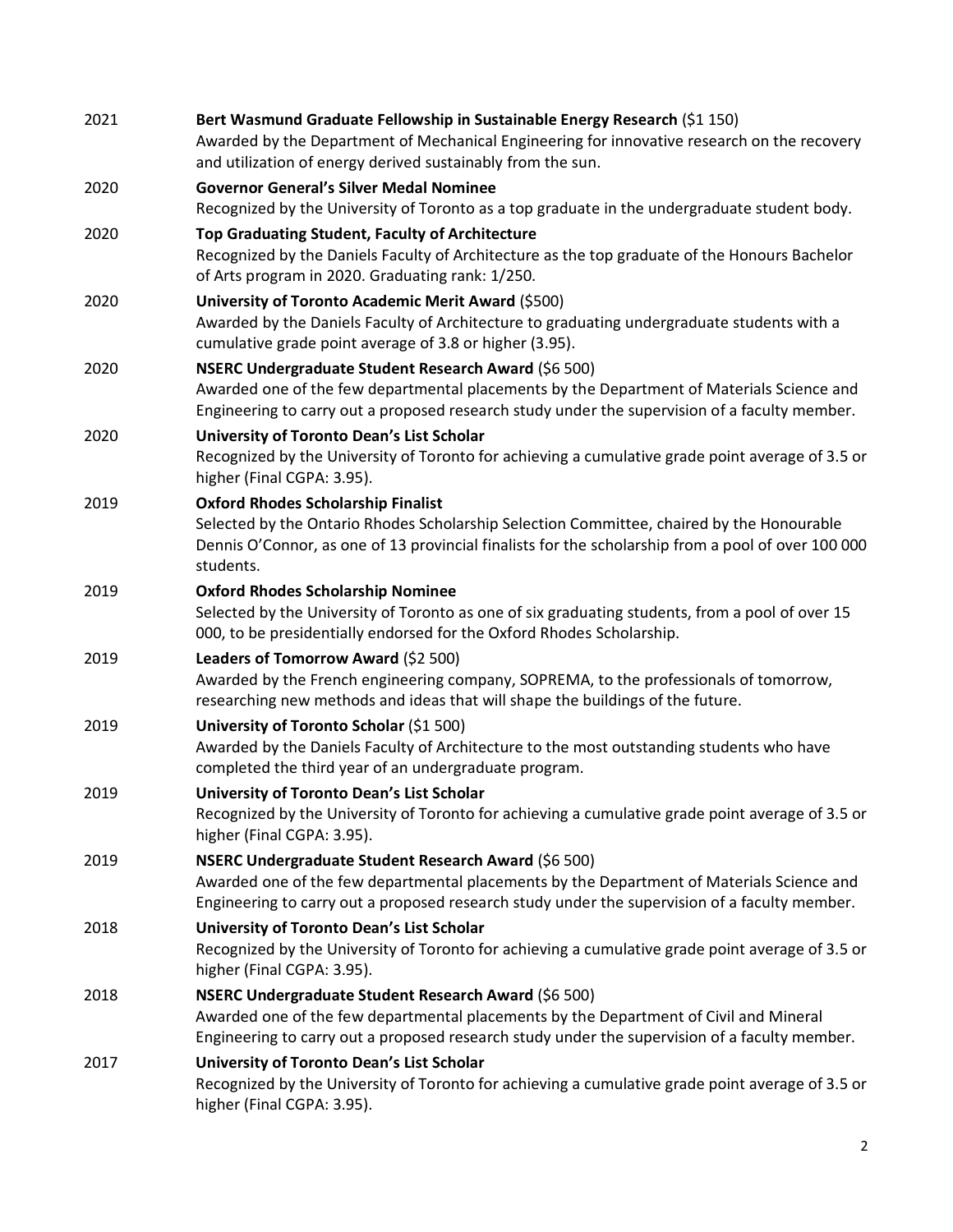2021 **Bert Wasmund Graduate Fellowship in Sustainable Energy Research** ($1 150)
Awarded by the Department of Mechanical Engineering for innovative research on the recovery and utilization of energy derived sustainably from the sun.

2020 **Governor General's Silver Medal Nominee**
Recognized by the University of Toronto as a top graduate in the undergraduate student body.

2020 **Top Graduating Student, Faculty of Architecture**
Recognized by the Daniels Faculty of Architecture as the top graduate of the Honours Bachelor of Arts program in 2020. Graduating rank: 1/250.

2020 **University of Toronto Academic Merit Award** ($500)
Awarded by the Daniels Faculty of Architecture to graduating undergraduate students with a cumulative grade point average of 3.8 or higher (3.95).

2020 **NSERC Undergraduate Student Research Award** ($6 500)
Awarded one of the few departmental placements by the Department of Materials Science and Engineering to carry out a proposed research study under the supervision of a faculty member.

2020 **University of Toronto Dean's List Scholar**
Recognized by the University of Toronto for achieving a cumulative grade point average of 3.5 or higher (Final CGPA: 3.95).

2019 **Oxford Rhodes Scholarship Finalist**
Selected by the Ontario Rhodes Scholarship Selection Committee, chaired by the Honourable Dennis O'Connor, as one of 13 provincial finalists for the scholarship from a pool of over 100 000 students.

2019 **Oxford Rhodes Scholarship Nominee**
Selected by the University of Toronto as one of six graduating students, from a pool of over 15 000, to be presidentially endorsed for the Oxford Rhodes Scholarship.

2019 **Leaders of Tomorrow Award** ($2 500)
Awarded by the French engineering company, SOPREMA, to the professionals of tomorrow, researching new methods and ideas that will shape the buildings of the future.

2019 **University of Toronto Scholar** ($1 500)
Awarded by the Daniels Faculty of Architecture to the most outstanding students who have completed the third year of an undergraduate program.

2019 **University of Toronto Dean's List Scholar**
Recognized by the University of Toronto for achieving a cumulative grade point average of 3.5 or higher (Final CGPA: 3.95).

2019 **NSERC Undergraduate Student Research Award** ($6 500)
Awarded one of the few departmental placements by the Department of Materials Science and Engineering to carry out a proposed research study under the supervision of a faculty member.

2018 **University of Toronto Dean's List Scholar**
Recognized by the University of Toronto for achieving a cumulative grade point average of 3.5 or higher (Final CGPA: 3.95).

2018 **NSERC Undergraduate Student Research Award** ($6 500)
Awarded one of the few departmental placements by the Department of Civil and Mineral Engineering to carry out a proposed research study under the supervision of a faculty member.

2017 **University of Toronto Dean's List Scholar**
Recognized by the University of Toronto for achieving a cumulative grade point average of 3.5 or higher (Final CGPA: 3.95).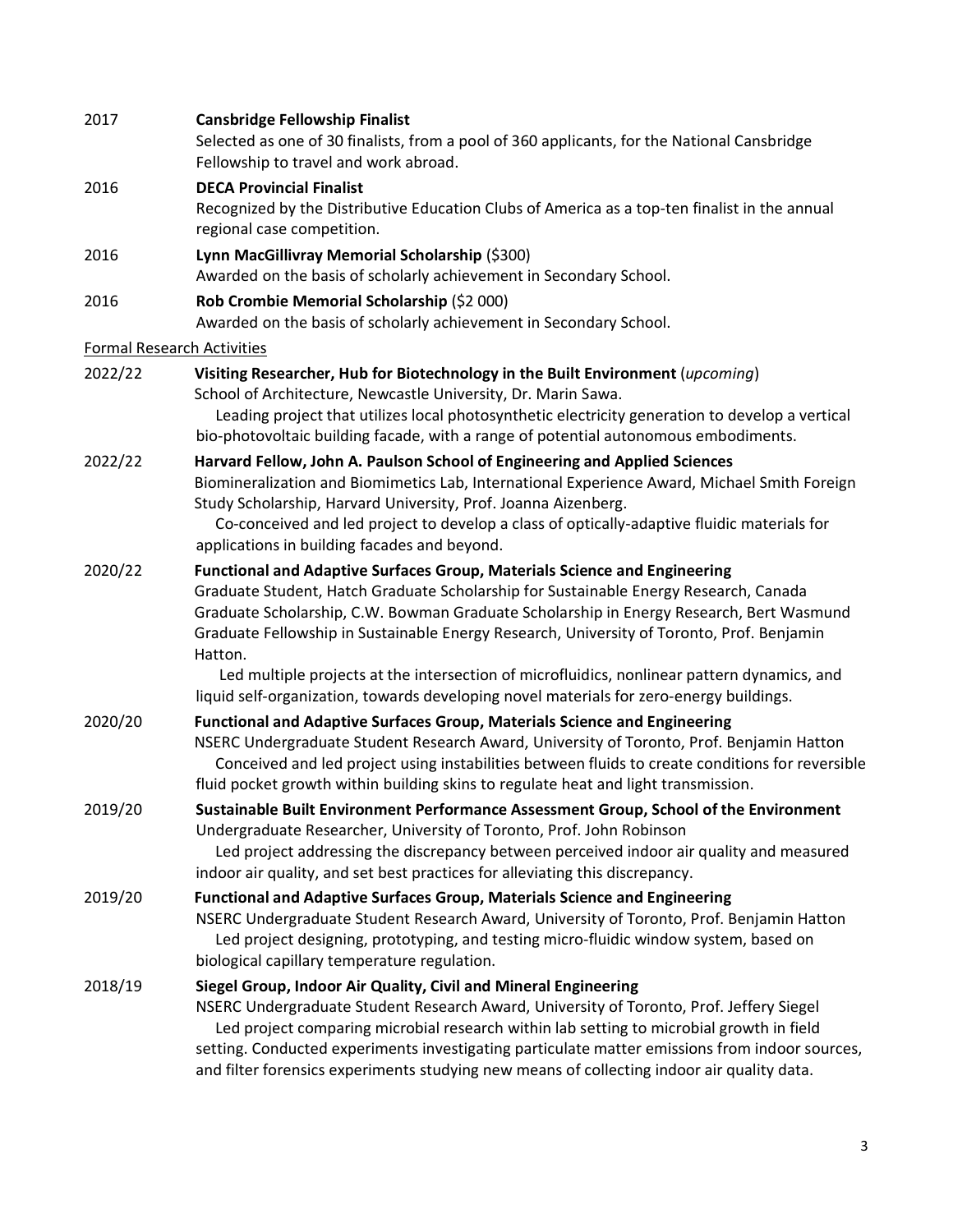2017 **Cansbridge Fellowship Finalist**
Selected as one of 30 finalists, from a pool of 360 applicants, for the National Cansbridge Fellowship to travel and work abroad.

2016 **DECA Provincial Finalist**
Recognized by the Distributive Education Clubs of America as a top-ten finalist in the annual regional case competition.

2016 **Lynn MacGillivray Memorial Scholarship** ($300)
Awarded on the basis of scholarly achievement in Secondary School.

2016 **Rob Crombie Memorial Scholarship** ($2 000)
Awarded on the basis of scholarly achievement in Secondary School.

<u>Formal Research Activities</u>

2022/22 **Visiting Researcher, Hub for Biotechnology in the Built Environment** (*upcoming*)
School of Architecture, Newcastle University, Dr. Marin Sawa.
Leading project that utilizes local photosynthetic electricity generation to develop a vertical bio-photovoltaic building facade, with a range of potential autonomous embodiments.

2022/22 **Harvard Fellow, John A. Paulson School of Engineering and Applied Sciences**
Biomineralization and Biomimetics Lab, International Experience Award, Michael Smith Foreign Study Scholarship, Harvard University, Prof. Joanna Aizenberg.
Co-conceived and led project to develop a class of optically-adaptive fluidic materials for applications in building facades and beyond.

2020/22 **Functional and Adaptive Surfaces Group, Materials Science and Engineering**
Graduate Student, Hatch Graduate Scholarship for Sustainable Energy Research, Canada Graduate Scholarship, C.W. Bowman Graduate Scholarship in Energy Research, Bert Wasmund Graduate Fellowship in Sustainable Energy Research, University of Toronto, Prof. Benjamin Hatton.
Led multiple projects at the intersection of microfluidics, nonlinear pattern dynamics, and liquid self-organization, towards developing novel materials for zero-energy buildings.

2020/20 **Functional and Adaptive Surfaces Group, Materials Science and Engineering**
NSERC Undergraduate Student Research Award, University of Toronto, Prof. Benjamin Hatton
Conceived and led project using instabilities between fluids to create conditions for reversible fluid pocket growth within building skins to regulate heat and light transmission.

2019/20 **Sustainable Built Environment Performance Assessment Group, School of the Environment**
Undergraduate Researcher, University of Toronto, Prof. John Robinson
Led project addressing the discrepancy between perceived indoor air quality and measured indoor air quality, and set best practices for alleviating this discrepancy.

2019/20 **Functional and Adaptive Surfaces Group, Materials Science and Engineering**
NSERC Undergraduate Student Research Award, University of Toronto, Prof. Benjamin Hatton
Led project designing, prototyping, and testing micro-fluidic window system, based on biological capillary temperature regulation.

2018/19 **Siegel Group, Indoor Air Quality, Civil and Mineral Engineering**
NSERC Undergraduate Student Research Award, University of Toronto, Prof. Jeffery Siegel
Led project comparing microbial research within lab setting to microbial growth in field setting. Conducted experiments investigating particulate matter emissions from indoor sources, and filter forensics experiments studying new means of collecting indoor air quality data.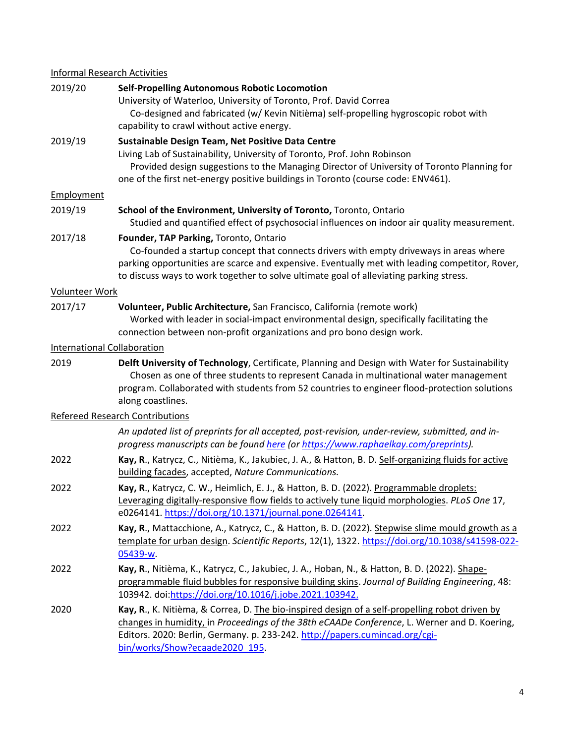Informal Research Activities

2019/20 **Self-Propelling Autonomous Robotic Locomotion**
University of Waterloo, University of Toronto, Prof. David Correa
Co-designed and fabricated (w/ Kevin Nitièma) self-propelling hygroscopic robot with capability to crawl without active energy.

2019/19 **Sustainable Design Team, Net Positive Data Centre**
Living Lab of Sustainability, University of Toronto, Prof. John Robinson
Provided design suggestions to the Managing Director of University of Toronto Planning for one of the first net-energy positive buildings in Toronto (course code: ENV461).

Employment

2019/19 **School of the Environment, University of Toronto,** Toronto, Ontario
Studied and quantified effect of psychosocial influences on indoor air quality measurement.

2017/18 **Founder, TAP Parking,** Toronto, Ontario
Co-founded a startup concept that connects drivers with empty driveways in areas where parking opportunities are scarce and expensive. Eventually met with leading competitor, Rover, to discuss ways to work together to solve ultimate goal of alleviating parking stress.

Volunteer Work

2017/17 **Volunteer, Public Architecture,** San Francisco, California (remote work)
Worked with leader in social-impact environmental design, specifically facilitating the connection between non-profit organizations and pro bono design work.

International Collaboration

2019 **Delft University of Technology**, Certificate, Planning and Design with Water for Sustainability
Chosen as one of three students to represent Canada in multinational water management program. Collaborated with students from 52 countries to engineer flood-protection solutions along coastlines.

Refereed Research Contributions

*An updated list of preprints for all accepted, post-revision, under-review, submitted, and in-progress manuscripts can be found here (or https://www.raphaelkay.com/preprints).*

2022 **Kay, R**., Katrycz, C., Nitièma, K., Jakubiec, J. A., & Hatton, B. D. Self-organizing fluids for active building facades, accepted, *Nature Communications.*

2022 **Kay, R**., Katrycz, C. W., Heimlich, E. J., & Hatton, B. D. (2022). Programmable droplets: Leveraging digitally-responsive flow fields to actively tune liquid morphologies. *PLoS One* 17, e0264141. https://doi.org/10.1371/journal.pone.0264141.

2022 **Kay, R**., Mattacchione, A., Katrycz, C., & Hatton, B. D. (2022). Stepwise slime mould growth as a template for urban design. *Scientific Reports*, 12(1), 1322. https://doi.org/10.1038/s41598-022-05439-w.

2022 **Kay, R**., Nitièma, K., Katrycz, C., Jakubiec, J. A., Hoban, N., & Hatton, B. D. (2022). Shape-programmable fluid bubbles for responsive building skins. *Journal of Building Engineering*, 48: 103942. doi:https://doi.org/10.1016/j.jobe.2021.103942.

2020 **Kay, R**., K. Nitièma, & Correa, D. The bio-inspired design of a self-propelling robot driven by changes in humidity, in *Proceedings of the 38th eCAADe Conference*, L. Werner and D. Koering, Editors. 2020: Berlin, Germany. p. 233-242. http://papers.cumincad.org/cgi-bin/works/Show?ecaade2020_195.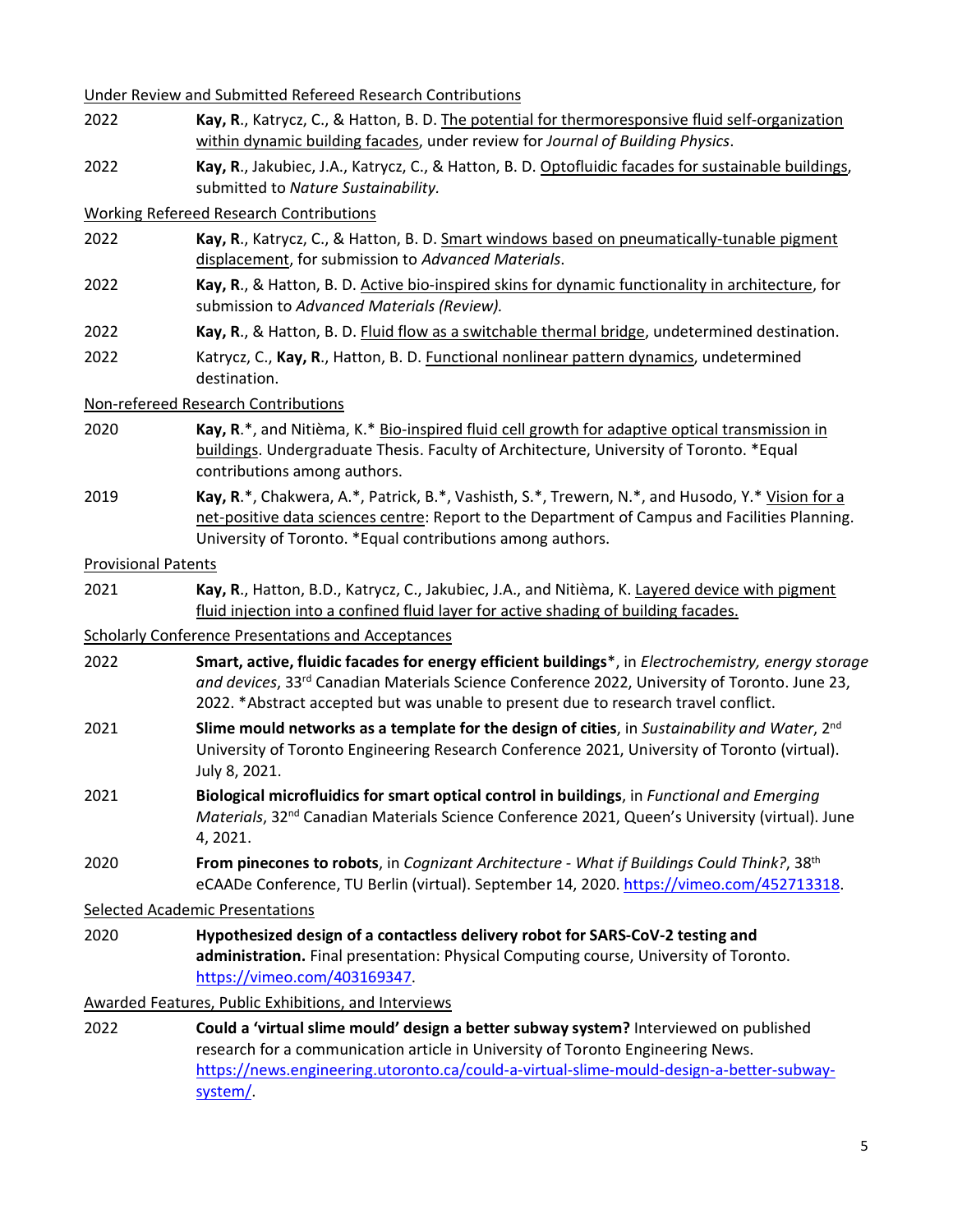Under Review and Submitted Refereed Research Contributions

2022 **Kay, R.**, Katrycz, C., & Hatton, B. D. The potential for thermoresponsive fluid self-organization within dynamic building facades, under review for *Journal of Building Physics*.

2022 **Kay, R.**, Jakubiec, J.A., Katrycz, C., & Hatton, B. D. Optofluidic facades for sustainable buildings, submitted to *Nature Sustainability.*

Working Refereed Research Contributions

2022 **Kay, R.**, Katrycz, C., & Hatton, B. D. Smart windows based on pneumatically-tunable pigment displacement, for submission to *Advanced Materials*.

2022 **Kay, R.**, & Hatton, B. D. Active bio-inspired skins for dynamic functionality in architecture, for submission to *Advanced Materials (Review).*

2022 **Kay, R.**, & Hatton, B. D. Fluid flow as a switchable thermal bridge, undetermined destination.

2022 Katrycz, C., **Kay, R.**, Hatton, B. D. Functional nonlinear pattern dynamics, undetermined destination.

Non-refereed Research Contributions

2020 **Kay, R.***, and Nitièma, K.* Bio-inspired fluid cell growth for adaptive optical transmission in buildings. Undergraduate Thesis. Faculty of Architecture, University of Toronto. *Equal contributions among authors.

2019 **Kay, R.***, Chakwera, A.*, Patrick, B.*, Vashisth, S.*, Trewern, N.*, and Husodo, Y.* Vision for a net-positive data sciences centre: Report to the Department of Campus and Facilities Planning. University of Toronto. *Equal contributions among authors.

Provisional Patents

2021 **Kay, R.**, Hatton, B.D., Katrycz, C., Jakubiec, J.A., and Nitièma, K. Layered device with pigment fluid injection into a confined fluid layer for active shading of building facades.

Scholarly Conference Presentations and Acceptances

2022 **Smart, active, fluidic facades for energy efficient buildings***, in *Electrochemistry, energy storage and devices*, 33rd Canadian Materials Science Conference 2022, University of Toronto. June 23, 2022. *Abstract accepted but was unable to present due to research travel conflict.

2021 **Slime mould networks as a template for the design of cities**, in *Sustainability and Water*, 2nd University of Toronto Engineering Research Conference 2021, University of Toronto (virtual). July 8, 2021.

2021 **Biological microfluidics for smart optical control in buildings**, in *Functional and Emerging Materials*, 32nd Canadian Materials Science Conference 2021, Queen's University (virtual). June 4, 2021.

2020 **From pinecones to robots**, in *Cognizant Architecture - What if Buildings Could Think?*, 38th eCAADe Conference, TU Berlin (virtual). September 14, 2020. https://vimeo.com/452713318.

Selected Academic Presentations

2020 **Hypothesized design of a contactless delivery robot for SARS-CoV-2 testing and administration.** Final presentation: Physical Computing course, University of Toronto. https://vimeo.com/403169347.

Awarded Features, Public Exhibitions, and Interviews

2022 **Could a 'virtual slime mould' design a better subway system?** Interviewed on published research for a communication article in University of Toronto Engineering News. https://news.engineering.utoronto.ca/could-a-virtual-slime-mould-design-a-better-subway-system/.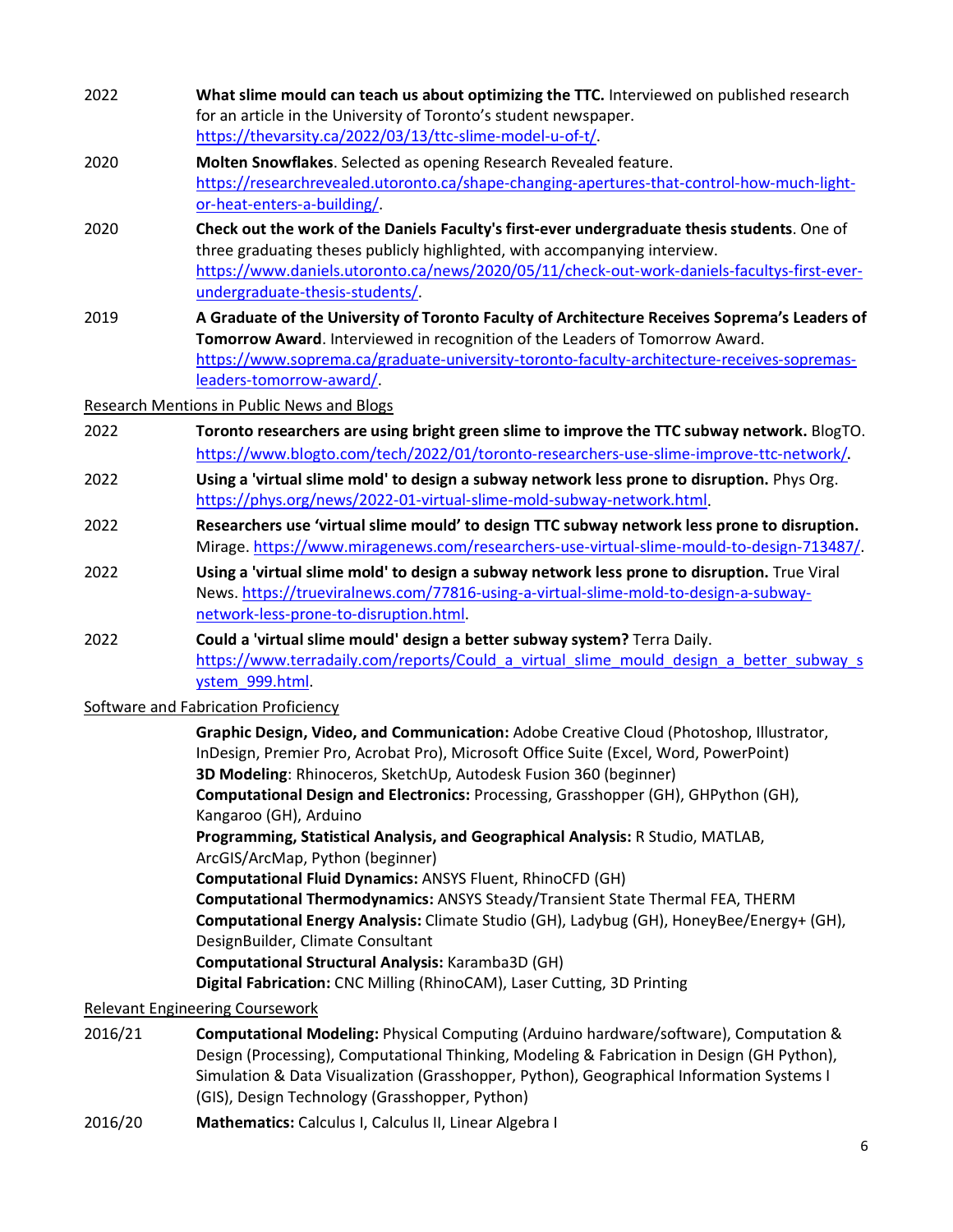2022 **What slime mould can teach us about optimizing the TTC.** Interviewed on published research for an article in the University of Toronto's student newspaper. https://thevarsity.ca/2022/03/13/ttc-slime-model-u-of-t/.

2020 **Molten Snowflakes**. Selected as opening Research Revealed feature. https://researchrevealed.utoronto.ca/shape-changing-apertures-that-control-how-much-light-or-heat-enters-a-building/.

2020 **Check out the work of the Daniels Faculty's first-ever undergraduate thesis students**. One of three graduating theses publicly highlighted, with accompanying interview. https://www.daniels.utoronto.ca/news/2020/05/11/check-out-work-daniels-facultys-first-ever-undergraduate-thesis-students/.

2019 **A Graduate of the University of Toronto Faculty of Architecture Receives Soprema's Leaders of Tomorrow Award**. Interviewed in recognition of the Leaders of Tomorrow Award. https://www.soprema.ca/graduate-university-toronto-faculty-architecture-receives-sopremas-leaders-tomorrow-award/.

Research Mentions in Public News and Blogs

2022 **Toronto researchers are using bright green slime to improve the TTC subway network.** BlogTO. https://www.blogto.com/tech/2022/01/toronto-researchers-use-slime-improve-ttc-network/.

2022 **Using a 'virtual slime mold' to design a subway network less prone to disruption.** Phys Org. https://phys.org/news/2022-01-virtual-slime-mold-subway-network.html.

2022 **Researchers use 'virtual slime mould' to design TTC subway network less prone to disruption.** Mirage. https://www.miragenews.com/researchers-use-virtual-slime-mould-to-design-713487/.

2022 **Using a 'virtual slime mold' to design a subway network less prone to disruption.** True Viral News. https://trueviralnews.com/77816-using-a-virtual-slime-mold-to-design-a-subway-network-less-prone-to-disruption.html.

2022 **Could a 'virtual slime mould' design a better subway system?** Terra Daily. https://www.terradaily.com/reports/Could_a_virtual_slime_mould_design_a_better_subway_system_999.html.

Software and Fabrication Proficiency

**Graphic Design, Video, and Communication:** Adobe Creative Cloud (Photoshop, Illustrator, InDesign, Premier Pro, Acrobat Pro), Microsoft Office Suite (Excel, Word, PowerPoint)
**3D Modeling**: Rhinoceros, SketchUp, Autodesk Fusion 360 (beginner)
**Computational Design and Electronics:** Processing, Grasshopper (GH), GHPython (GH), Kangaroo (GH), Arduino
**Programming, Statistical Analysis, and Geographical Analysis:** R Studio, MATLAB, ArcGIS/ArcMap, Python (beginner)
**Computational Fluid Dynamics:** ANSYS Fluent, RhinoCFD (GH)
**Computational Thermodynamics:** ANSYS Steady/Transient State Thermal FEA, THERM
**Computational Energy Analysis:** Climate Studio (GH), Ladybug (GH), HoneyBee/Energy+ (GH), DesignBuilder, Climate Consultant
**Computational Structural Analysis:** Karamba3D (GH)
**Digital Fabrication:** CNC Milling (RhinoCAM), Laser Cutting, 3D Printing

Relevant Engineering Coursework

2016/21 **Computational Modeling:** Physical Computing (Arduino hardware/software), Computation & Design (Processing), Computational Thinking, Modeling & Fabrication in Design (GH Python), Simulation & Data Visualization (Grasshopper, Python), Geographical Information Systems I (GIS), Design Technology (Grasshopper, Python)

2016/20 **Mathematics:** Calculus I, Calculus II, Linear Algebra I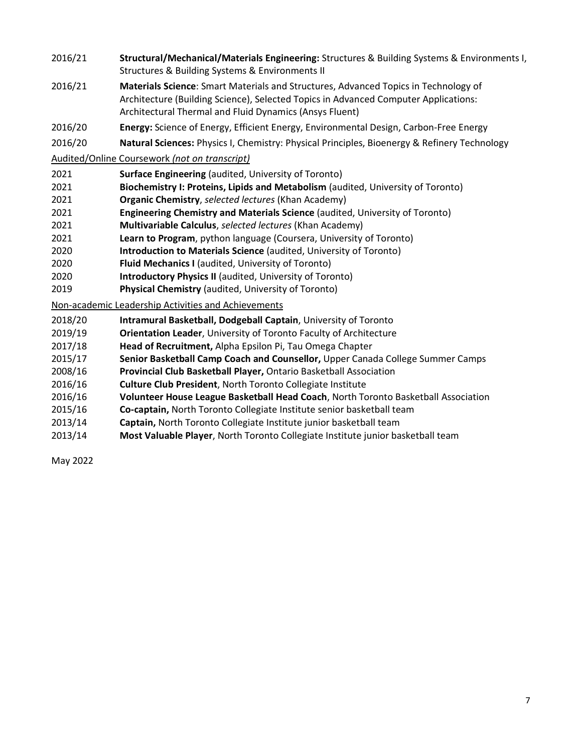2016/21 **Structural/Mechanical/Materials Engineering:** Structures & Building Systems & Environments I, Structures & Building Systems & Environments II

2016/21 **Materials Science**: Smart Materials and Structures, Advanced Topics in Technology of Architecture (Building Science), Selected Topics in Advanced Computer Applications: Architectural Thermal and Fluid Dynamics (Ansys Fluent)

2016/20 **Energy:** Science of Energy, Efficient Energy, Environmental Design, Carbon-Free Energy

2016/20 **Natural Sciences:** Physics I, Chemistry: Physical Principles, Bioenergy & Refinery Technology

<u>Audited/Online Coursework *(not on transcript)*</u>

2021 **Surface Engineering** (audited, University of Toronto)
2021 **Biochemistry I: Proteins, Lipids and Metabolism** (audited, University of Toronto)
2021 **Organic Chemistry**, *selected lectures* (Khan Academy)
2021 **Engineering Chemistry and Materials Science** (audited, University of Toronto)
2021 **Multivariable Calculus**, *selected lectures* (Khan Academy)
2021 **Learn to Program**, python language (Coursera, University of Toronto)
2020 **Introduction to Materials Science** (audited, University of Toronto)
2020 **Fluid Mechanics I** (audited, University of Toronto)
2020 **Introductory Physics II** (audited, University of Toronto)
2019 **Physical Chemistry** (audited, University of Toronto)

<u>Non-academic Leadership Activities and Achievements</u>

2018/20 **Intramural Basketball, Dodgeball Captain**, University of Toronto
2019/19 **Orientation Leader**, University of Toronto Faculty of Architecture
2017/18 **Head of Recruitment,** Alpha Epsilon Pi, Tau Omega Chapter
2015/17 **Senior Basketball Camp Coach and Counsellor,** Upper Canada College Summer Camps
2008/16 **Provincial Club Basketball Player,** Ontario Basketball Association
2016/16 **Culture Club President**, North Toronto Collegiate Institute
2016/16 **Volunteer House League Basketball Head Coach**, North Toronto Basketball Association
2015/16 **Co-captain,** North Toronto Collegiate Institute senior basketball team
2013/14 **Captain,** North Toronto Collegiate Institute junior basketball team
2013/14 **Most Valuable Player**, North Toronto Collegiate Institute junior basketball team

May 2022